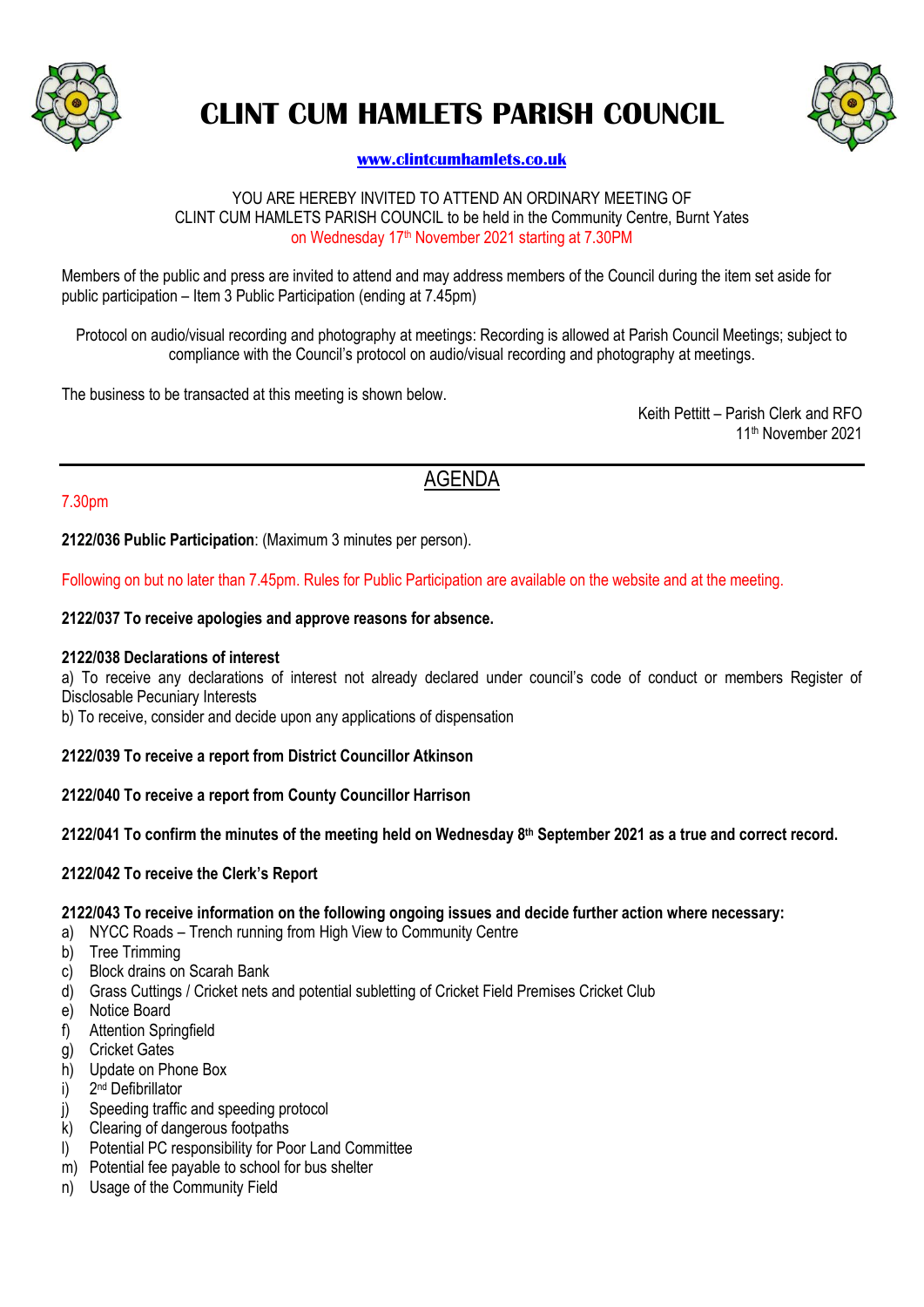# CLINT CUM HAMLETS PARISH COUNCIL

**www.clintcumhamlets.co.uk**

YOU ARE HEREBY INVITED TO ATTEND AN ORDINARY MEETING OF
CLINT CUM HAMLETS PARISH COUNCIL to be held in the Community Centre, Burnt Yates
on Wednesday 17th November 2021 starting at 7.30PM

Members of the public and press are invited to attend and may address members of the Council during the item set aside for public participation – Item 3 Public Participation (ending at 7.45pm)

Protocol on audio/visual recording and photography at meetings: Recording is allowed at Parish Council Meetings; subject to compliance with the Council's protocol on audio/visual recording and photography at meetings.

The business to be transacted at this meeting is shown below.

Keith Pettitt – Parish Clerk and RFO
11th November 2021

---

## AGENDA

7.30pm

**2122/036 Public Participation**: (Maximum 3 minutes per person).

Following on but no later than 7.45pm. Rules for Public Participation are available on the website and at the meeting.

**2122/037 To receive apologies and approve reasons for absence.**

**2122/038 Declarations of interest**

a) To receive any declarations of interest not already declared under council's code of conduct or members Register of Disclosable Pecuniary Interests

b) To receive, consider and decide upon any applications of dispensation

**2122/039 To receive a report from District Councillor Atkinson**

**2122/040 To receive a report from County Councillor Harrison**

**2122/041 To confirm the minutes of the meeting held on Wednesday 8th September 2021 as a true and correct record.**

**2122/042 To receive the Clerk's Report**

**2122/043 To receive information on the following ongoing issues and decide further action where necessary:**

a) NYCC Roads – Trench running from High View to Community Centre
b) Tree Trimming
c) Block drains on Scarah Bank
d) Grass Cuttings / Cricket nets and potential subletting of Cricket Field Premises Cricket Club
e) Notice Board
f) Attention Springfield
g) Cricket Gates
h) Update on Phone Box
i) 2nd Defibrillator
j) Speeding traffic and speeding protocol
k) Clearing of dangerous footpaths
l) Potential PC responsibility for Poor Land Committee
m) Potential fee payable to school for bus shelter
n) Usage of the Community Field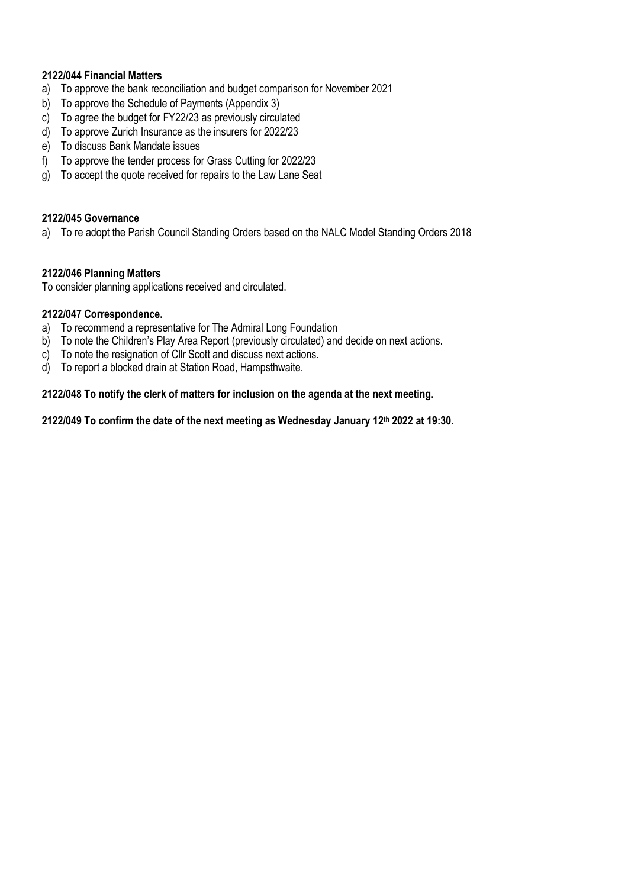**2122/044 Financial Matters**

a) To approve the bank reconciliation and budget comparison for November 2021
b) To approve the Schedule of Payments (Appendix 3)
c) To agree the budget for FY22/23 as previously circulated
d) To approve Zurich Insurance as the insurers for 2022/23
e) To discuss Bank Mandate issues
f) To approve the tender process for Grass Cutting for 2022/23
g) To accept the quote received for repairs to the Law Lane Seat

**2122/045 Governance**

a) To re adopt the Parish Council Standing Orders based on the NALC Model Standing Orders 2018

**2122/046 Planning Matters**

To consider planning applications received and circulated.

**2122/047 Correspondence.**

a) To recommend a representative for The Admiral Long Foundation
b) To note the Children's Play Area Report (previously circulated) and decide on next actions.
c) To note the resignation of Cllr Scott and discuss next actions.
d) To report a blocked drain at Station Road, Hampsthwaite.

**2122/048 To notify the clerk of matters for inclusion on the agenda at the next meeting.**

**2122/049 To confirm the date of the next meeting as Wednesday January 12th 2022 at 19:30.**